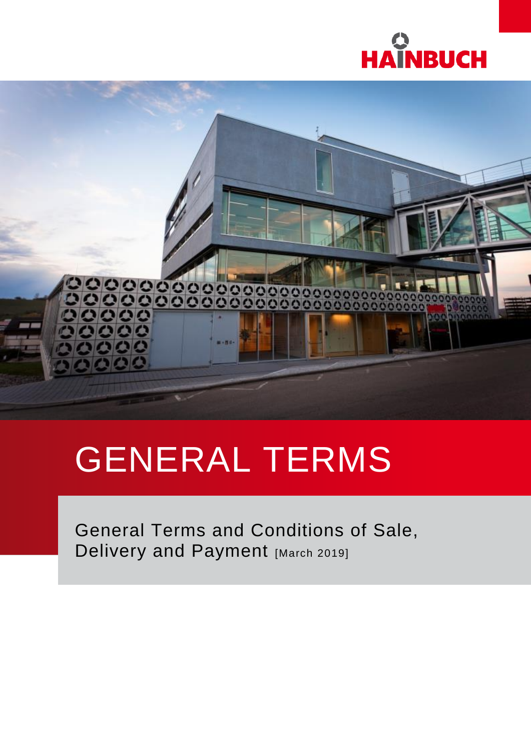HAINBUCH

# GENERAL TERMS

General Terms and Conditions of Sale, Delivery and Payment [March 2019]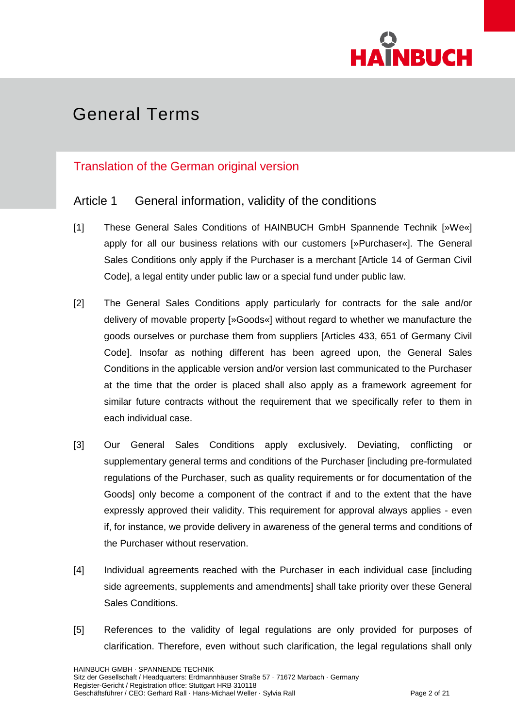# General Terms

## Translation of the German original version

### Article 1 General information, validity of the conditions

[1] These General Sales Conditions of HAINBUCH GmbH Spannende Technik [»We«] apply for all our business relations with our customers [»Purchaser«]. The General Sales Conditions only apply if the Purchaser is a merchant [Article 14 of German Civil Code], a legal entity under public law or a special fund under public law.

[2] The General Sales Conditions apply particularly for contracts for the sale and/or delivery of movable property [»Goods«] without regard to whether we manufacture the goods ourselves or purchase them from suppliers [Articles 433, 651 of Germany Civil Code]. Insofar as nothing different has been agreed upon, the General Sales Conditions in the applicable version and/or version last communicated to the Purchaser at the time that the order is placed shall also apply as a framework agreement for similar future contracts without the requirement that we specifically refer to them in each individual case.

[3] Our General Sales Conditions apply exclusively. Deviating, conflicting or supplementary general terms and conditions of the Purchaser [including pre-formulated regulations of the Purchaser, such as quality requirements or for documentation of the Goods] only become a component of the contract if and to the extent that the have expressly approved their validity. This requirement for approval always applies - even if, for instance, we provide delivery in awareness of the general terms and conditions of the Purchaser without reservation.

[4] Individual agreements reached with the Purchaser in each individual case [including side agreements, supplements and amendments] shall take priority over these General Sales Conditions.

[5] References to the validity of legal regulations are only provided for purposes of clarification. Therefore, even without such clarification, the legal regulations shall only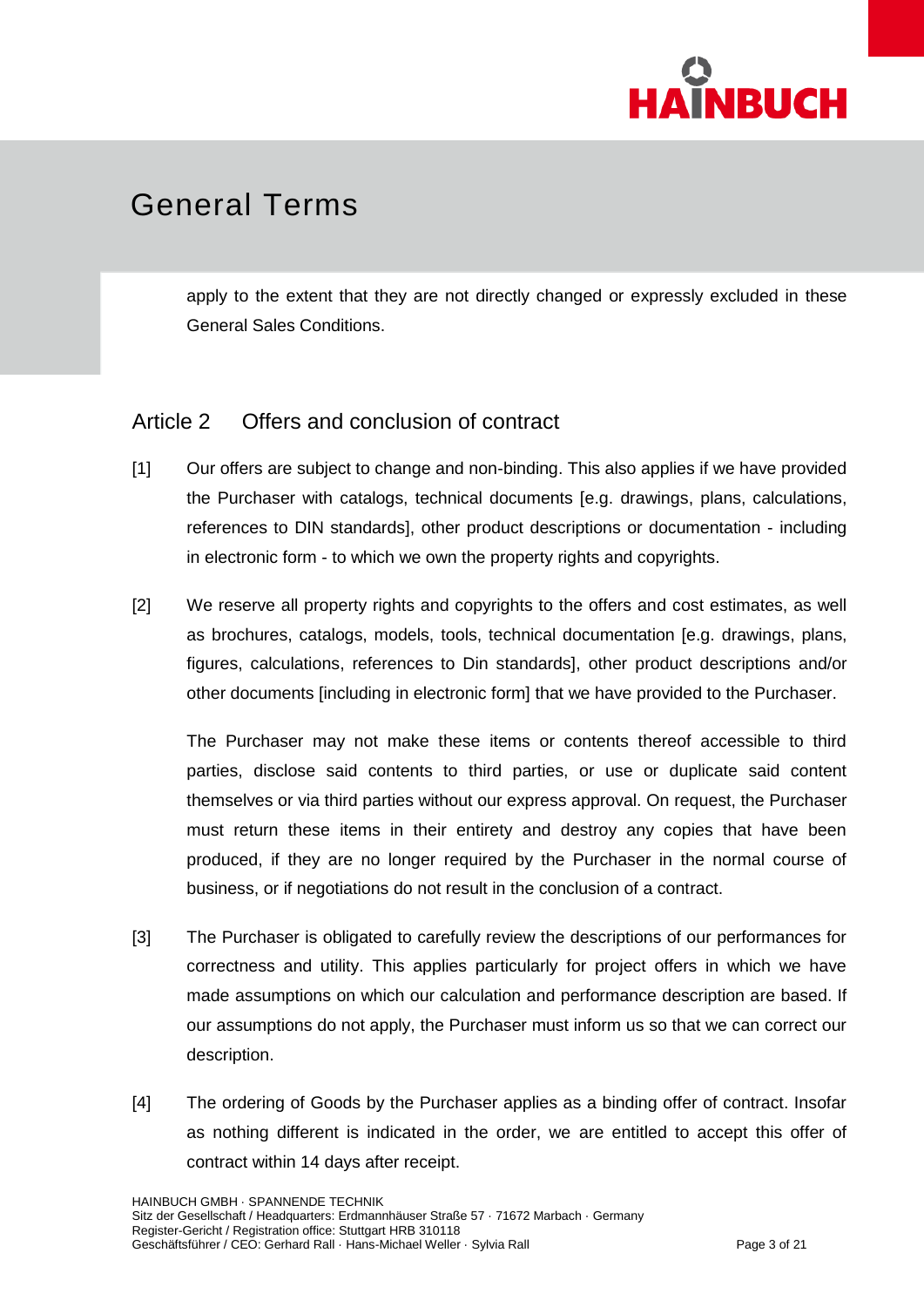apply to the extent that they are not directly changed or expressly excluded in these General Sales Conditions.

## Article 2 Offers and conclusion of contract

[1] Our offers are subject to change and non-binding. This also applies if we have provided the Purchaser with catalogs, technical documents [e.g. drawings, plans, calculations, references to DIN standards], other product descriptions or documentation - including in electronic form - to which we own the property rights and copyrights.

[2] We reserve all property rights and copyrights to the offers and cost estimates, as well as brochures, catalogs, models, tools, technical documentation [e.g. drawings, plans, figures, calculations, references to Din standards], other product descriptions and/or other documents [including in electronic form] that we have provided to the Purchaser.

The Purchaser may not make these items or contents thereof accessible to third parties, disclose said contents to third parties, or use or duplicate said content themselves or via third parties without our express approval. On request, the Purchaser must return these items in their entirety and destroy any copies that have been produced, if they are no longer required by the Purchaser in the normal course of business, or if negotiations do not result in the conclusion of a contract.

[3] The Purchaser is obligated to carefully review the descriptions of our performances for correctness and utility. This applies particularly for project offers in which we have made assumptions on which our calculation and performance description are based. If our assumptions do not apply, the Purchaser must inform us so that we can correct our description.

[4] The ordering of Goods by the Purchaser applies as a binding offer of contract. Insofar as nothing different is indicated in the order, we are entitled to accept this offer of contract within 14 days after receipt.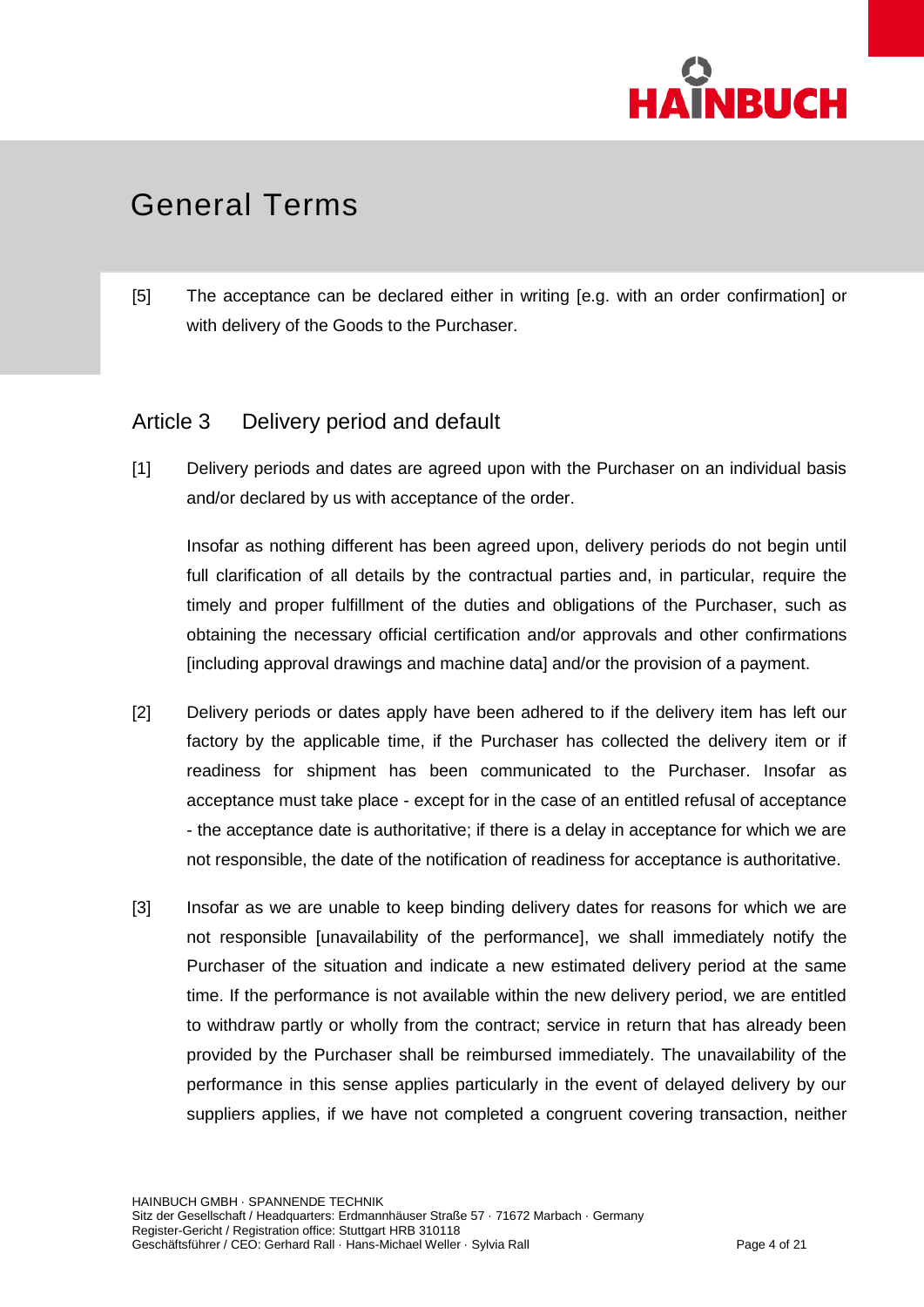# General Terms

[5] The acceptance can be declared either in writing [e.g. with an order confirmation] or with delivery of the Goods to the Purchaser.

## Article 3 Delivery period and default

[1] Delivery periods and dates are agreed upon with the Purchaser on an individual basis and/or declared by us with acceptance of the order.

Insofar as nothing different has been agreed upon, delivery periods do not begin until full clarification of all details by the contractual parties and, in particular, require the timely and proper fulfillment of the duties and obligations of the Purchaser, such as obtaining the necessary official certification and/or approvals and other confirmations [including approval drawings and machine data] and/or the provision of a payment.

[2] Delivery periods or dates apply have been adhered to if the delivery item has left our factory by the applicable time, if the Purchaser has collected the delivery item or if readiness for shipment has been communicated to the Purchaser. Insofar as acceptance must take place - except for in the case of an entitled refusal of acceptance - the acceptance date is authoritative; if there is a delay in acceptance for which we are not responsible, the date of the notification of readiness for acceptance is authoritative.

[3] Insofar as we are unable to keep binding delivery dates for reasons for which we are not responsible [unavailability of the performance], we shall immediately notify the Purchaser of the situation and indicate a new estimated delivery period at the same time. If the performance is not available within the new delivery period, we are entitled to withdraw partly or wholly from the contract; service in return that has already been provided by the Purchaser shall be reimbursed immediately. The unavailability of the performance in this sense applies particularly in the event of delayed delivery by our suppliers applies, if we have not completed a congruent covering transaction, neither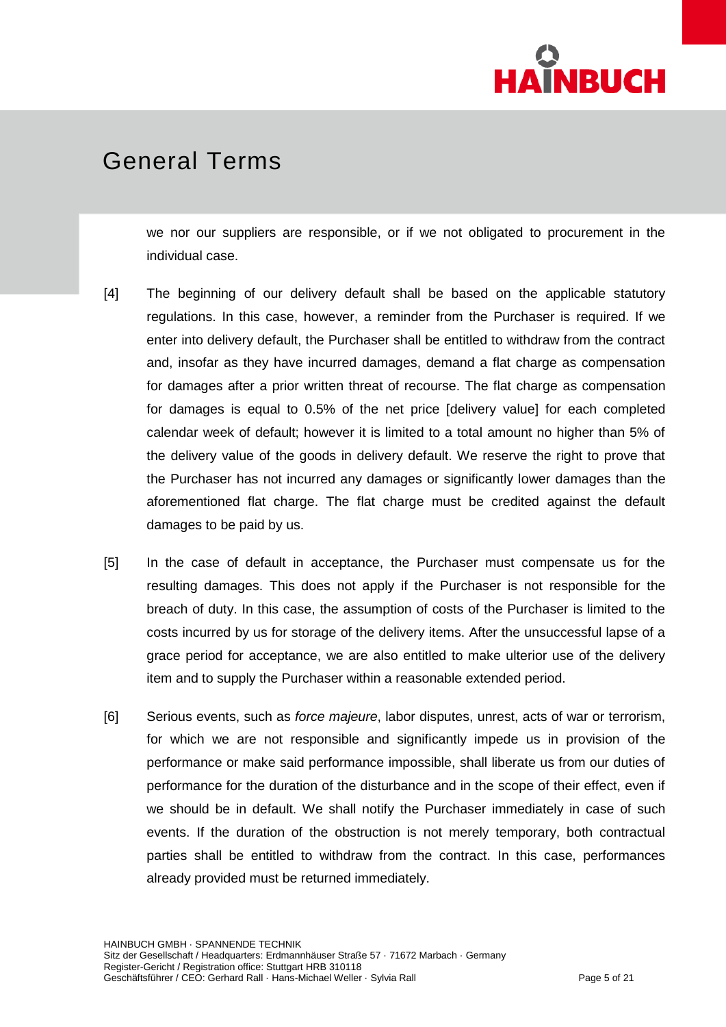we nor our suppliers are responsible, or if we not obligated to procurement in the individual case.

[4] The beginning of our delivery default shall be based on the applicable statutory regulations. In this case, however, a reminder from the Purchaser is required. If we enter into delivery default, the Purchaser shall be entitled to withdraw from the contract and, insofar as they have incurred damages, demand a flat charge as compensation for damages after a prior written threat of recourse. The flat charge as compensation for damages is equal to 0.5% of the net price [delivery value] for each completed calendar week of default; however it is limited to a total amount no higher than 5% of the delivery value of the goods in delivery default. We reserve the right to prove that the Purchaser has not incurred any damages or significantly lower damages than the aforementioned flat charge. The flat charge must be credited against the default damages to be paid by us.

[5] In the case of default in acceptance, the Purchaser must compensate us for the resulting damages. This does not apply if the Purchaser is not responsible for the breach of duty. In this case, the assumption of costs of the Purchaser is limited to the costs incurred by us for storage of the delivery items. After the unsuccessful lapse of a grace period for acceptance, we are also entitled to make ulterior use of the delivery item and to supply the Purchaser within a reasonable extended period.

[6] Serious events, such as *force majeure*, labor disputes, unrest, acts of war or terrorism, for which we are not responsible and significantly impede us in provision of the performance or make said performance impossible, shall liberate us from our duties of performance for the duration of the disturbance and in the scope of their effect, even if we should be in default. We shall notify the Purchaser immediately in case of such events. If the duration of the obstruction is not merely temporary, both contractual parties shall be entitled to withdraw from the contract. In this case, performances already provided must be returned immediately.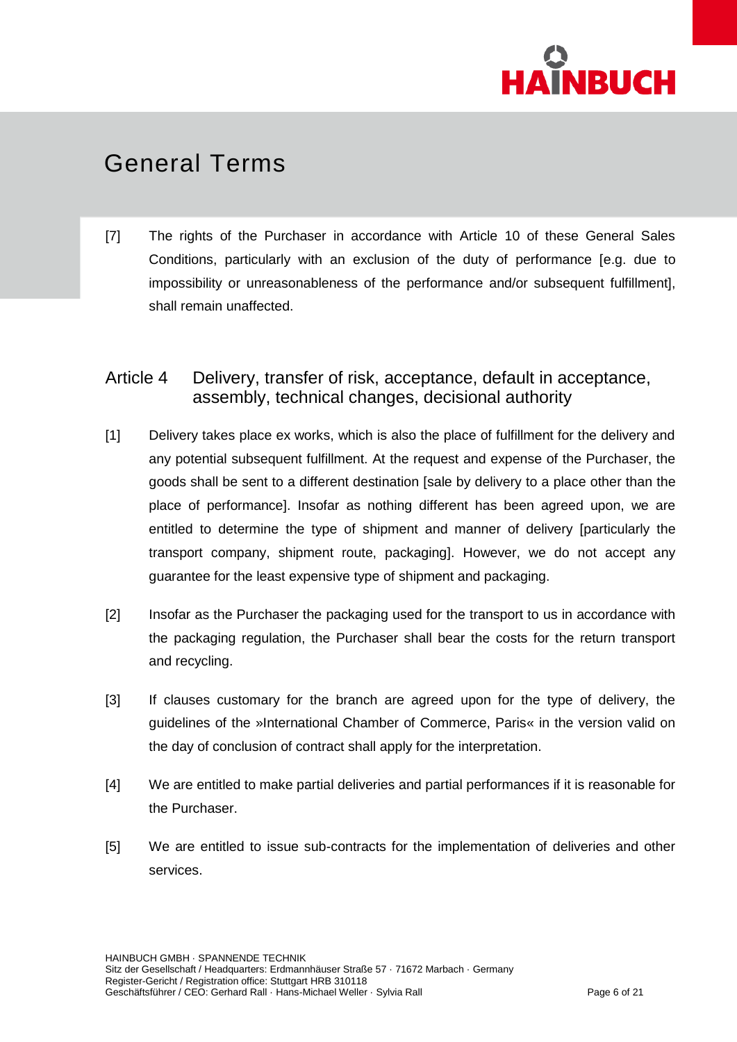# General Terms

[7] The rights of the Purchaser in accordance with Article 10 of these General Sales Conditions, particularly with an exclusion of the duty of performance [e.g. due to impossibility or unreasonableness of the performance and/or subsequent fulfillment], shall remain unaffected.

## Article 4 Delivery, transfer of risk, acceptance, default in acceptance, assembly, technical changes, decisional authority

[1] Delivery takes place ex works, which is also the place of fulfillment for the delivery and any potential subsequent fulfillment. At the request and expense of the Purchaser, the goods shall be sent to a different destination [sale by delivery to a place other than the place of performance]. Insofar as nothing different has been agreed upon, we are entitled to determine the type of shipment and manner of delivery [particularly the transport company, shipment route, packaging]. However, we do not accept any guarantee for the least expensive type of shipment and packaging.

[2] Insofar as the Purchaser the packaging used for the transport to us in accordance with the packaging regulation, the Purchaser shall bear the costs for the return transport and recycling.

[3] If clauses customary for the branch are agreed upon for the type of delivery, the guidelines of the »International Chamber of Commerce, Paris« in the version valid on the day of conclusion of contract shall apply for the interpretation.

[4] We are entitled to make partial deliveries and partial performances if it is reasonable for the Purchaser.

[5] We are entitled to issue sub-contracts for the implementation of deliveries and other services.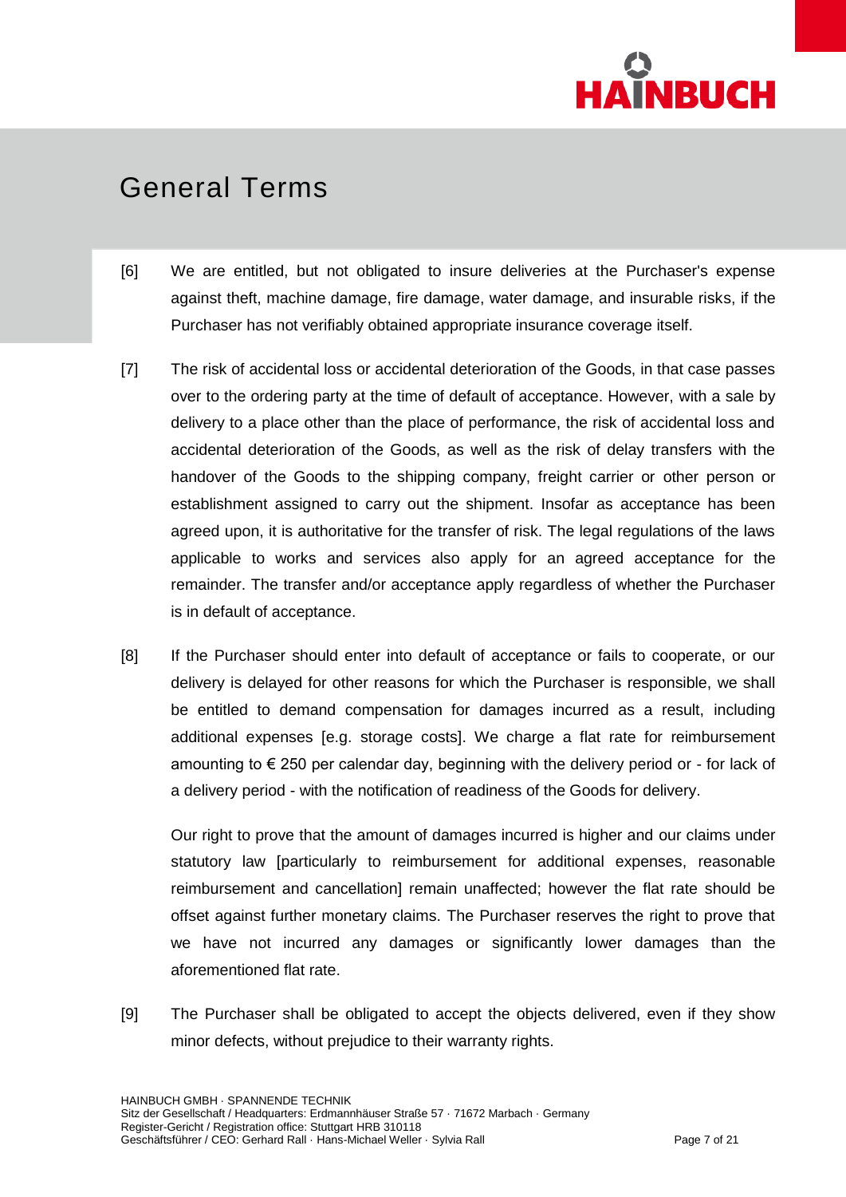# General Terms

[6] We are entitled, but not obligated to insure deliveries at the Purchaser's expense against theft, machine damage, fire damage, water damage, and insurable risks, if the Purchaser has not verifiably obtained appropriate insurance coverage itself.

[7] The risk of accidental loss or accidental deterioration of the Goods, in that case passes over to the ordering party at the time of default of acceptance. However, with a sale by delivery to a place other than the place of performance, the risk of accidental loss and accidental deterioration of the Goods, as well as the risk of delay transfers with the handover of the Goods to the shipping company, freight carrier or other person or establishment assigned to carry out the shipment. Insofar as acceptance has been agreed upon, it is authoritative for the transfer of risk. The legal regulations of the laws applicable to works and services also apply for an agreed acceptance for the remainder. The transfer and/or acceptance apply regardless of whether the Purchaser is in default of acceptance.

[8] If the Purchaser should enter into default of acceptance or fails to cooperate, or our delivery is delayed for other reasons for which the Purchaser is responsible, we shall be entitled to demand compensation for damages incurred as a result, including additional expenses [e.g. storage costs]. We charge a flat rate for reimbursement amounting to € 250 per calendar day, beginning with the delivery period or - for lack of a delivery period - with the notification of readiness of the Goods for delivery.

Our right to prove that the amount of damages incurred is higher and our claims under statutory law [particularly to reimbursement for additional expenses, reasonable reimbursement and cancellation] remain unaffected; however the flat rate should be offset against further monetary claims. The Purchaser reserves the right to prove that we have not incurred any damages or significantly lower damages than the aforementioned flat rate.

[9] The Purchaser shall be obligated to accept the objects delivered, even if they show minor defects, without prejudice to their warranty rights.

HAINBUCH GMBH · SPANNENDE TECHNIK
Sitz der Gesellschaft / Headquarters: Erdmannhäuser Straße 57 · 71672 Marbach · Germany
Register-Gericht / Registration office: Stuttgart HRB 310118
Geschäftsführer / CEO: Gerhard Rall · Hans-Michael Weller · Sylvia Rall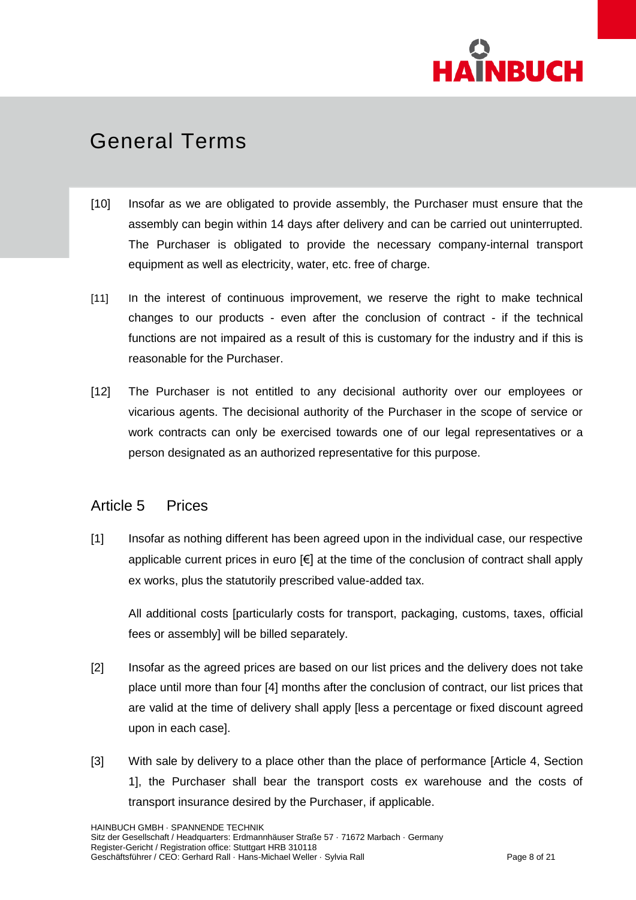# General Terms

[10] Insofar as we are obligated to provide assembly, the Purchaser must ensure that the assembly can begin within 14 days after delivery and can be carried out uninterrupted. The Purchaser is obligated to provide the necessary company-internal transport equipment as well as electricity, water, etc. free of charge.

[11] In the interest of continuous improvement, we reserve the right to make technical changes to our products - even after the conclusion of contract - if the technical functions are not impaired as a result of this is customary for the industry and if this is reasonable for the Purchaser.

[12] The Purchaser is not entitled to any decisional authority over our employees or vicarious agents. The decisional authority of the Purchaser in the scope of service or work contracts can only be exercised towards one of our legal representatives or a person designated as an authorized representative for this purpose.

## Article 5 Prices

[1] Insofar as nothing different has been agreed upon in the individual case, our respective applicable current prices in euro [€] at the time of the conclusion of contract shall apply ex works, plus the statutorily prescribed value-added tax.

All additional costs [particularly costs for transport, packaging, customs, taxes, official fees or assembly] will be billed separately.

[2] Insofar as the agreed prices are based on our list prices and the delivery does not take place until more than four [4] months after the conclusion of contract, our list prices that are valid at the time of delivery shall apply [less a percentage or fixed discount agreed upon in each case].

[3] With sale by delivery to a place other than the place of performance [Article 4, Section 1], the Purchaser shall bear the transport costs ex warehouse and the costs of transport insurance desired by the Purchaser, if applicable.

HAINBUCH GMBH · SPANNENDE TECHNIK
Sitz der Gesellschaft / Headquarters: Erdmannhäuser Straße 57 · 71672 Marbach · Germany
Register-Gericht / Registration office: Stuttgart HRB 310118
Geschäftsführer / CEO: Gerhard Rall · Hans-Michael Weller · Sylvia Rall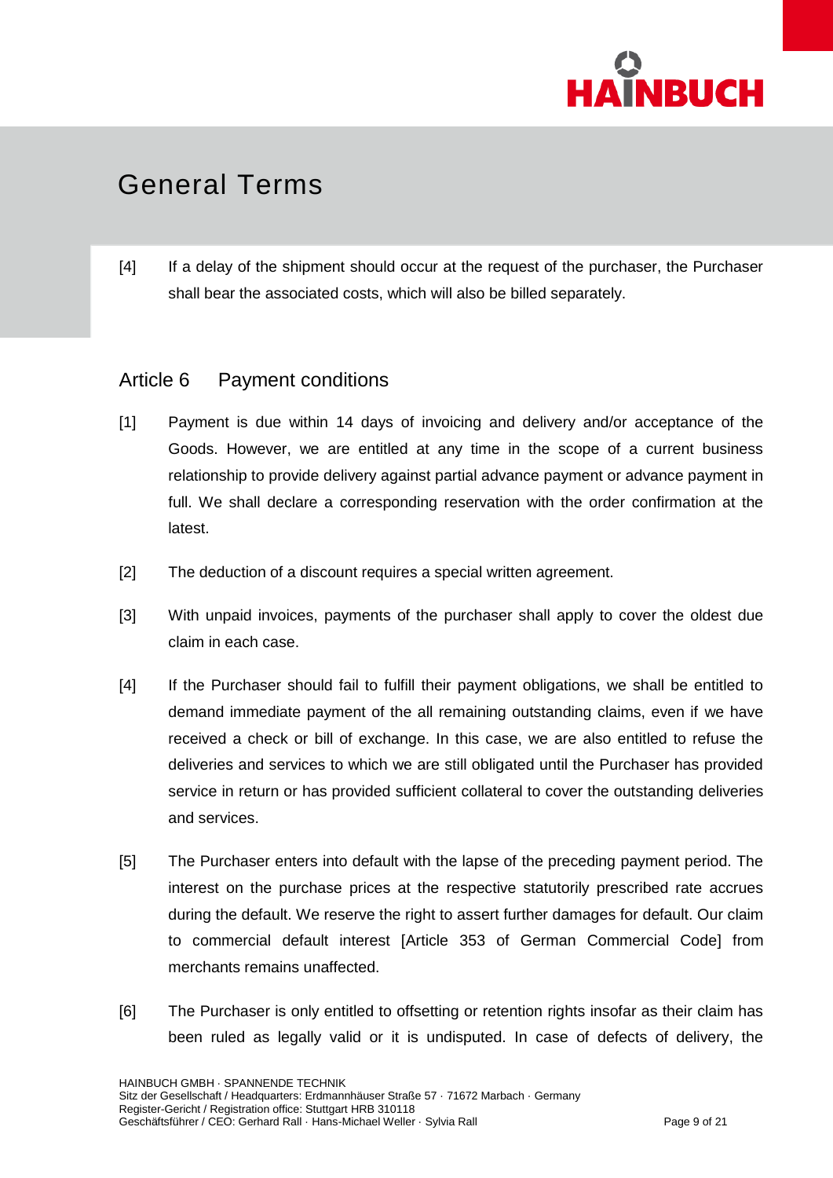[4] If a delay of the shipment should occur at the request of the purchaser, the Purchaser shall bear the associated costs, which will also be billed separately.

## Article 6 Payment conditions

[1] Payment is due within 14 days of invoicing and delivery and/or acceptance of the Goods. However, we are entitled at any time in the scope of a current business relationship to provide delivery against partial advance payment or advance payment in full. We shall declare a corresponding reservation with the order confirmation at the latest.

[2] The deduction of a discount requires a special written agreement.

[3] With unpaid invoices, payments of the purchaser shall apply to cover the oldest due claim in each case.

[4] If the Purchaser should fail to fulfill their payment obligations, we shall be entitled to demand immediate payment of the all remaining outstanding claims, even if we have received a check or bill of exchange. In this case, we are also entitled to refuse the deliveries and services to which we are still obligated until the Purchaser has provided service in return or has provided sufficient collateral to cover the outstanding deliveries and services.

[5] The Purchaser enters into default with the lapse of the preceding payment period. The interest on the purchase prices at the respective statutorily prescribed rate accrues during the default. We reserve the right to assert further damages for default. Our claim to commercial default interest [Article 353 of German Commercial Code] from merchants remains unaffected.

[6] The Purchaser is only entitled to offsetting or retention rights insofar as their claim has been ruled as legally valid or it is undisputed. In case of defects of delivery, the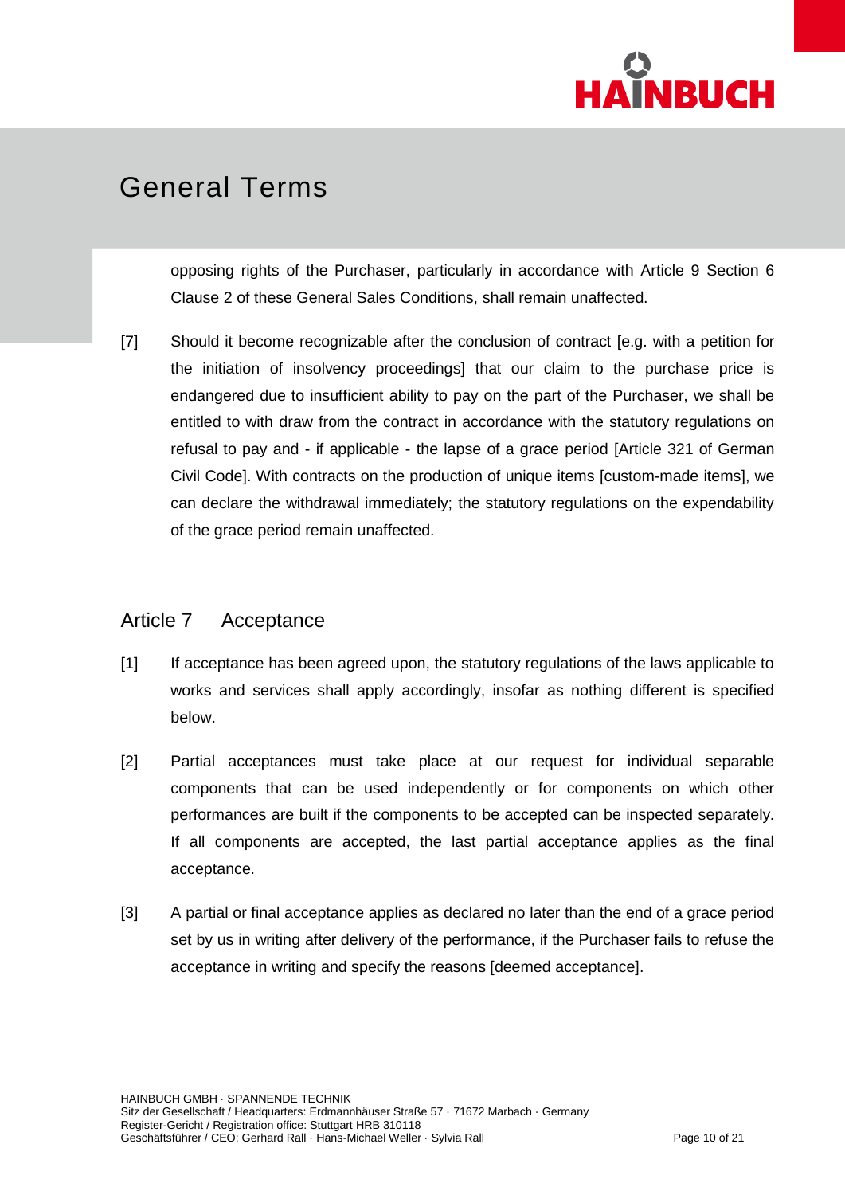opposing rights of the Purchaser, particularly in accordance with Article 9 Section 6 Clause 2 of these General Sales Conditions, shall remain unaffected.

[7] Should it become recognizable after the conclusion of contract [e.g. with a petition for the initiation of insolvency proceedings] that our claim to the purchase price is endangered due to insufficient ability to pay on the part of the Purchaser, we shall be entitled to with draw from the contract in accordance with the statutory regulations on refusal to pay and - if applicable - the lapse of a grace period [Article 321 of German Civil Code]. With contracts on the production of unique items [custom-made items], we can declare the withdrawal immediately; the statutory regulations on the expendability of the grace period remain unaffected.

## Article 7 Acceptance

[1] If acceptance has been agreed upon, the statutory regulations of the laws applicable to works and services shall apply accordingly, insofar as nothing different is specified below.

[2] Partial acceptances must take place at our request for individual separable components that can be used independently or for components on which other performances are built if the components to be accepted can be inspected separately. If all components are accepted, the last partial acceptance applies as the final acceptance.

[3] A partial or final acceptance applies as declared no later than the end of a grace period set by us in writing after delivery of the performance, if the Purchaser fails to refuse the acceptance in writing and specify the reasons [deemed acceptance].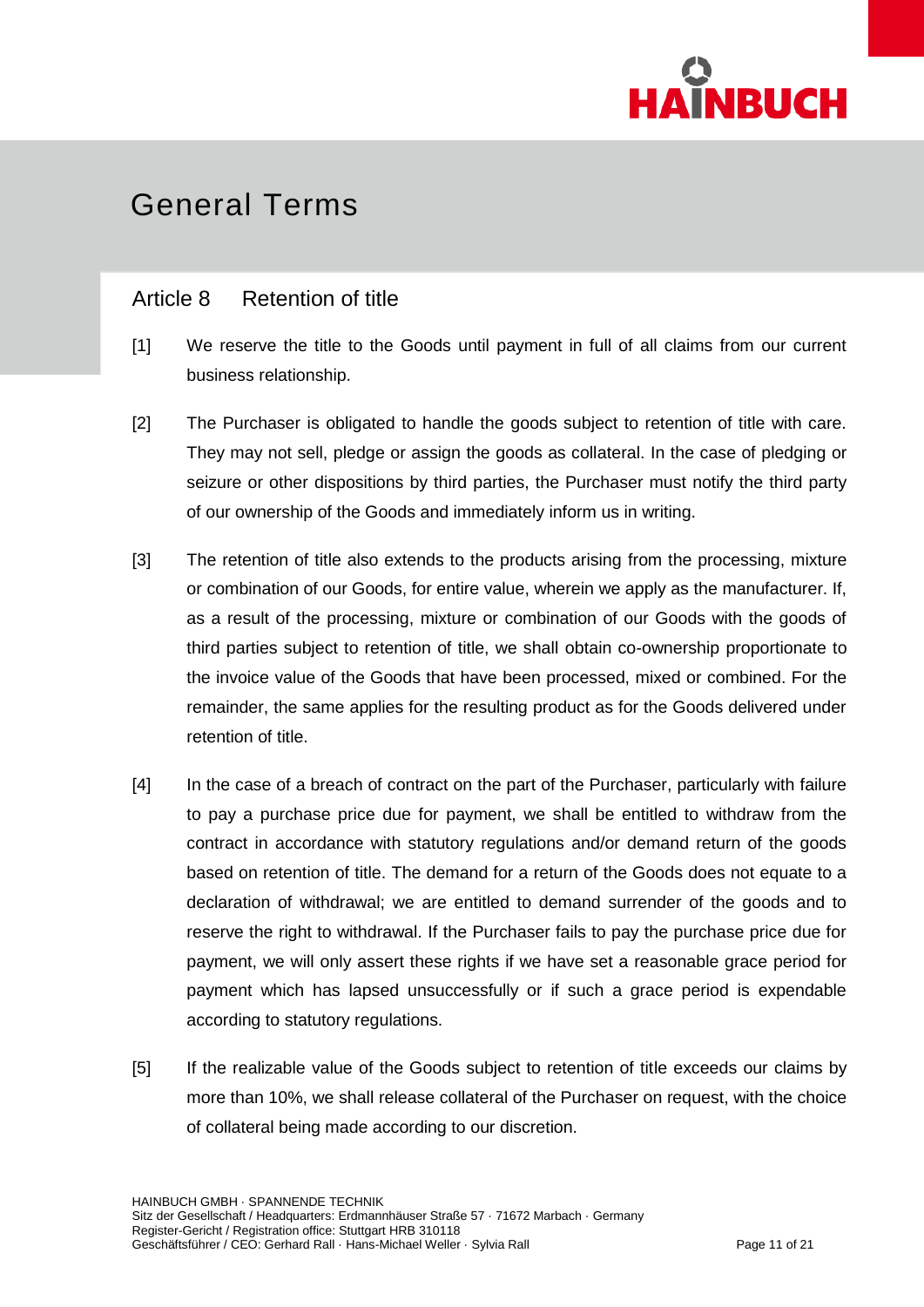# General Terms

## Article 8 Retention of title

[1] We reserve the title to the Goods until payment in full of all claims from our current business relationship.

[2] The Purchaser is obligated to handle the goods subject to retention of title with care. They may not sell, pledge or assign the goods as collateral. In the case of pledging or seizure or other dispositions by third parties, the Purchaser must notify the third party of our ownership of the Goods and immediately inform us in writing.

[3] The retention of title also extends to the products arising from the processing, mixture or combination of our Goods, for entire value, wherein we apply as the manufacturer. If, as a result of the processing, mixture or combination of our Goods with the goods of third parties subject to retention of title, we shall obtain co-ownership proportionate to the invoice value of the Goods that have been processed, mixed or combined. For the remainder, the same applies for the resulting product as for the Goods delivered under retention of title.

[4] In the case of a breach of contract on the part of the Purchaser, particularly with failure to pay a purchase price due for payment, we shall be entitled to withdraw from the contract in accordance with statutory regulations and/or demand return of the goods based on retention of title. The demand for a return of the Goods does not equate to a declaration of withdrawal; we are entitled to demand surrender of the goods and to reserve the right to withdrawal. If the Purchaser fails to pay the purchase price due for payment, we will only assert these rights if we have set a reasonable grace period for payment which has lapsed unsuccessfully or if such a grace period is expendable according to statutory regulations.

[5] If the realizable value of the Goods subject to retention of title exceeds our claims by more than 10%, we shall release collateral of the Purchaser on request, with the choice of collateral being made according to our discretion.

HAINBUCH GMBH · SPANNENDE TECHNIK
Sitz der Gesellschaft / Headquarters: Erdmannhäuser Straße 57 · 71672 Marbach · Germany
Register-Gericht / Registration office: Stuttgart HRB 310118
Geschäftsführer / CEO: Gerhard Rall · Hans-Michael Weller · Sylvia Rall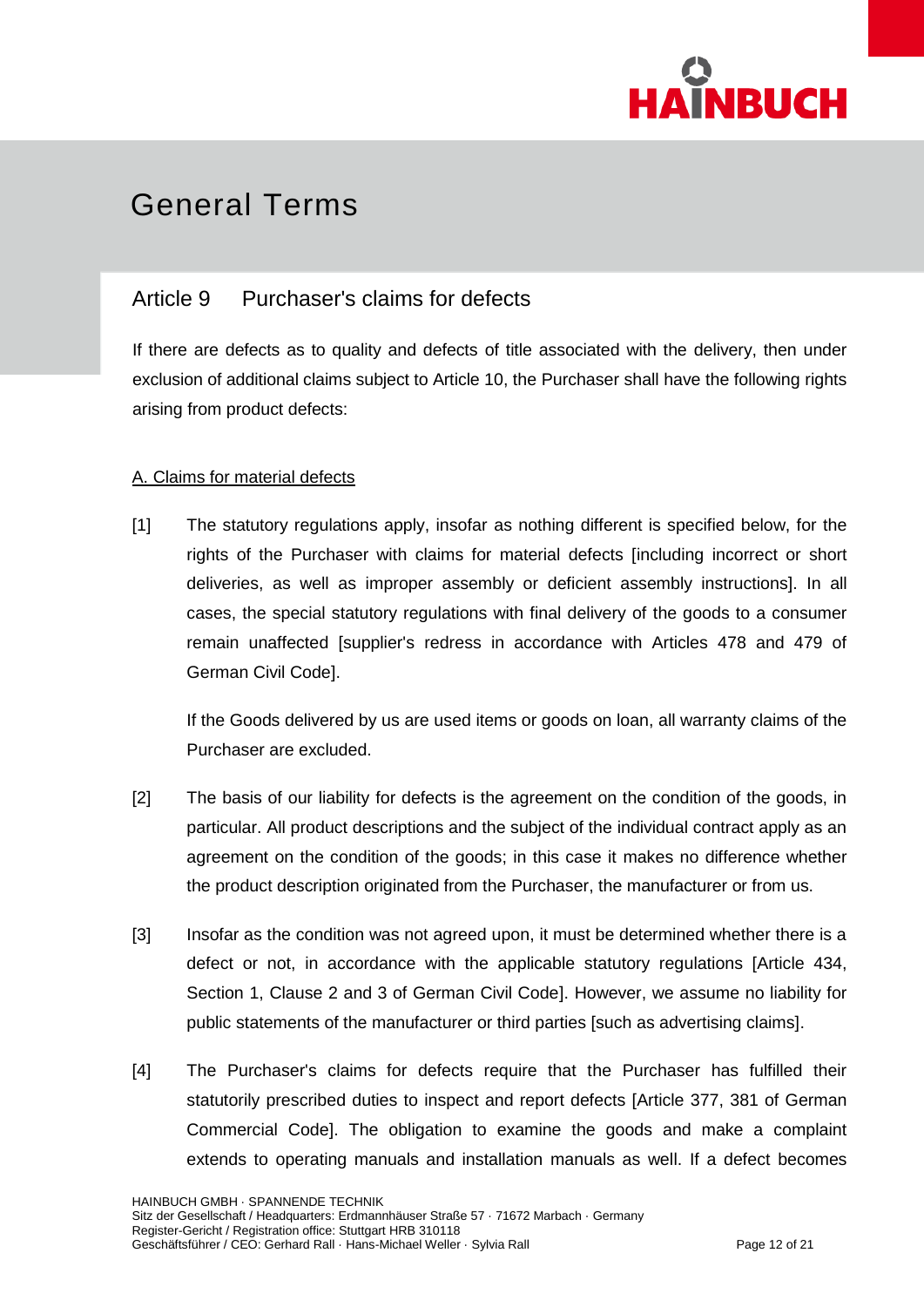# General Terms

## Article 9 Purchaser's claims for defects

If there are defects as to quality and defects of title associated with the delivery, then under exclusion of additional claims subject to Article 10, the Purchaser shall have the following rights arising from product defects:

### A. Claims for material defects

[1] The statutory regulations apply, insofar as nothing different is specified below, for the rights of the Purchaser with claims for material defects [including incorrect or short deliveries, as well as improper assembly or deficient assembly instructions]. In all cases, the special statutory regulations with final delivery of the goods to a consumer remain unaffected [supplier's redress in accordance with Articles 478 and 479 of German Civil Code].

If the Goods delivered by us are used items or goods on loan, all warranty claims of the Purchaser are excluded.

[2] The basis of our liability for defects is the agreement on the condition of the goods, in particular. All product descriptions and the subject of the individual contract apply as an agreement on the condition of the goods; in this case it makes no difference whether the product description originated from the Purchaser, the manufacturer or from us.

[3] Insofar as the condition was not agreed upon, it must be determined whether there is a defect or not, in accordance with the applicable statutory regulations [Article 434, Section 1, Clause 2 and 3 of German Civil Code]. However, we assume no liability for public statements of the manufacturer or third parties [such as advertising claims].

[4] The Purchaser's claims for defects require that the Purchaser has fulfilled their statutorily prescribed duties to inspect and report defects [Article 377, 381 of German Commercial Code]. The obligation to examine the goods and make a complaint extends to operating manuals and installation manuals as well. If a defect becomes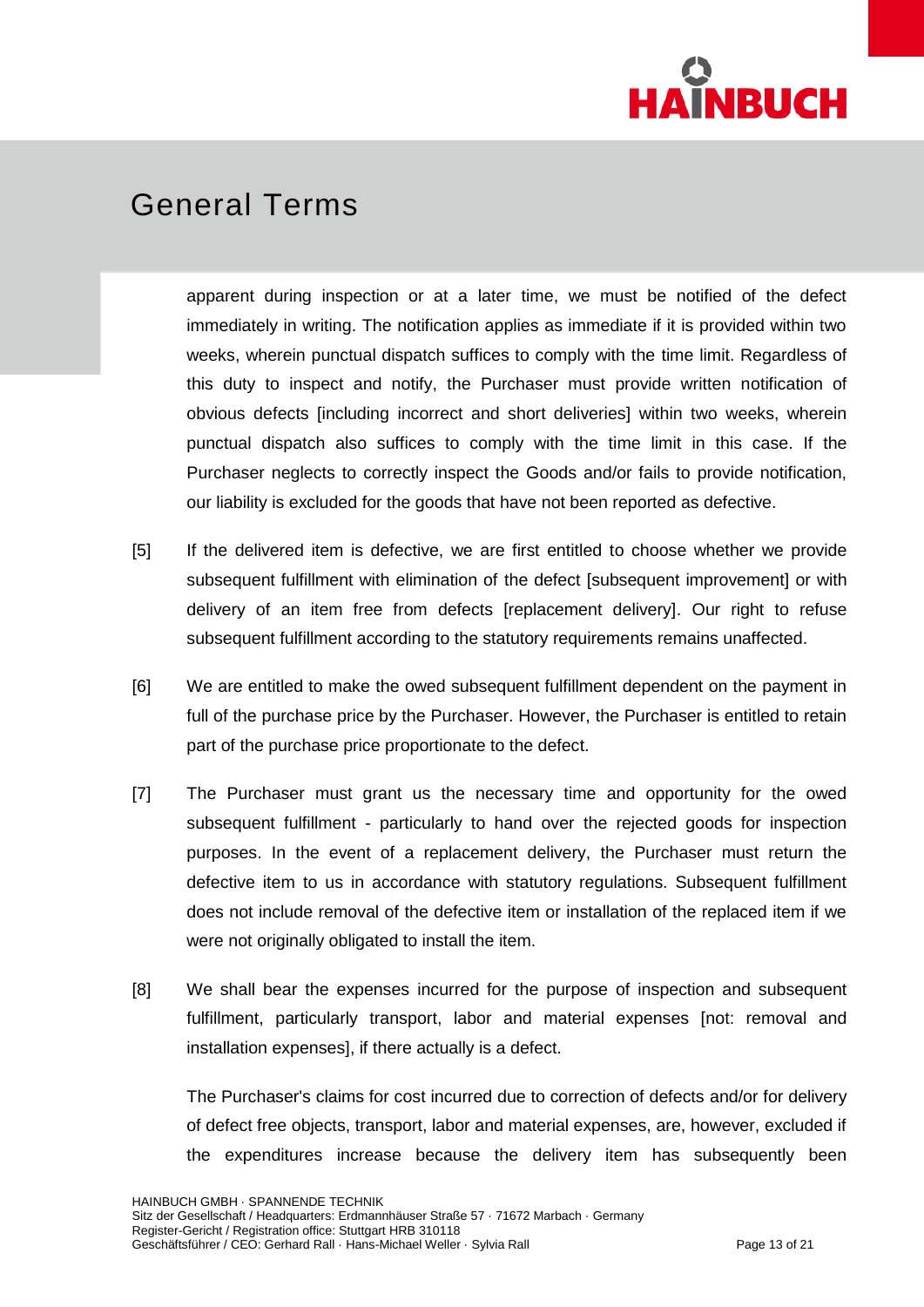apparent during inspection or at a later time, we must be notified of the defect immediately in writing. The notification applies as immediate if it is provided within two weeks, wherein punctual dispatch suffices to comply with the time limit. Regardless of this duty to inspect and notify, the Purchaser must provide written notification of obvious defects [including incorrect and short deliveries] within two weeks, wherein punctual dispatch also suffices to comply with the time limit in this case. If the Purchaser neglects to correctly inspect the Goods and/or fails to provide notification, our liability is excluded for the goods that have not been reported as defective.

[5] If the delivered item is defective, we are first entitled to choose whether we provide subsequent fulfillment with elimination of the defect [subsequent improvement] or with delivery of an item free from defects [replacement delivery]. Our right to refuse subsequent fulfillment according to the statutory requirements remains unaffected.

[6] We are entitled to make the owed subsequent fulfillment dependent on the payment in full of the purchase price by the Purchaser. However, the Purchaser is entitled to retain part of the purchase price proportionate to the defect.

[7] The Purchaser must grant us the necessary time and opportunity for the owed subsequent fulfillment - particularly to hand over the rejected goods for inspection purposes. In the event of a replacement delivery, the Purchaser must return the defective item to us in accordance with statutory regulations. Subsequent fulfillment does not include removal of the defective item or installation of the replaced item if we were not originally obligated to install the item.

[8] We shall bear the expenses incurred for the purpose of inspection and subsequent fulfillment, particularly transport, labor and material expenses [not: removal and installation expenses], if there actually is a defect.

The Purchaser's claims for cost incurred due to correction of defects and/or for delivery of defect free objects, transport, labor and material expenses, are, however, excluded if the expenditures increase because the delivery item has subsequently been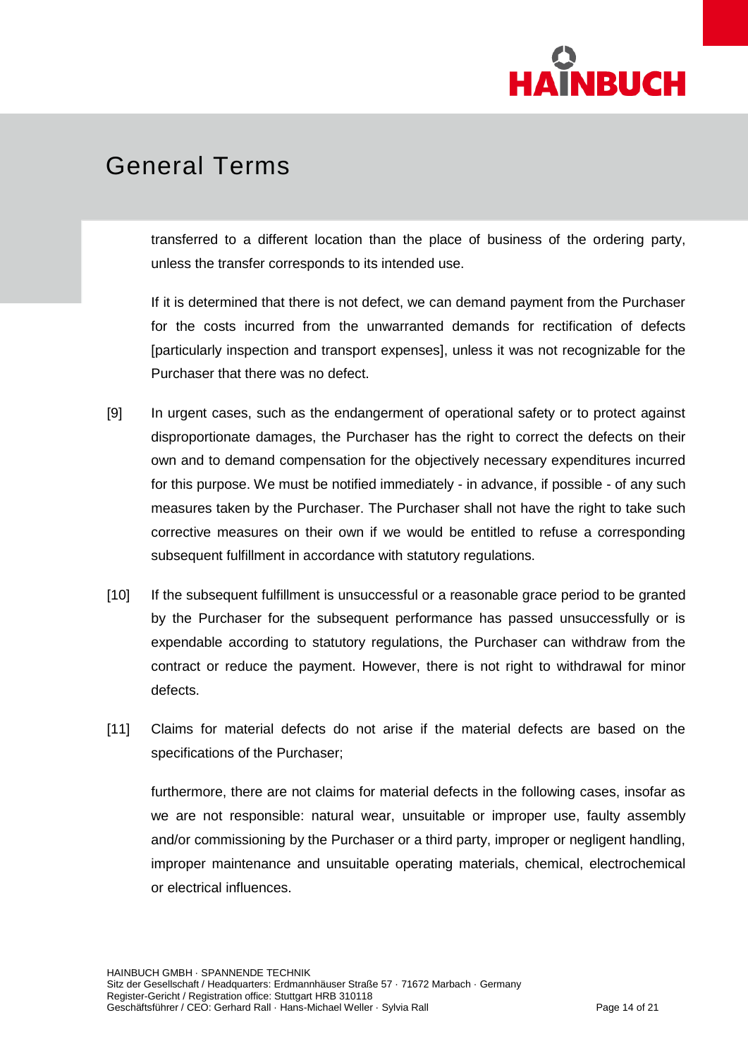transferred to a different location than the place of business of the ordering party, unless the transfer corresponds to its intended use.

If it is determined that there is not defect, we can demand payment from the Purchaser for the costs incurred from the unwarranted demands for rectification of defects [particularly inspection and transport expenses], unless it was not recognizable for the Purchaser that there was no defect.

[9] In urgent cases, such as the endangerment of operational safety or to protect against disproportionate damages, the Purchaser has the right to correct the defects on their own and to demand compensation for the objectively necessary expenditures incurred for this purpose. We must be notified immediately - in advance, if possible - of any such measures taken by the Purchaser. The Purchaser shall not have the right to take such corrective measures on their own if we would be entitled to refuse a corresponding subsequent fulfillment in accordance with statutory regulations.

[10] If the subsequent fulfillment is unsuccessful or a reasonable grace period to be granted by the Purchaser for the subsequent performance has passed unsuccessfully or is expendable according to statutory regulations, the Purchaser can withdraw from the contract or reduce the payment. However, there is not right to withdrawal for minor defects.

[11] Claims for material defects do not arise if the material defects are based on the specifications of the Purchaser;

furthermore, there are not claims for material defects in the following cases, insofar as we are not responsible: natural wear, unsuitable or improper use, faulty assembly and/or commissioning by the Purchaser or a third party, improper or negligent handling, improper maintenance and unsuitable operating materials, chemical, electrochemical or electrical influences.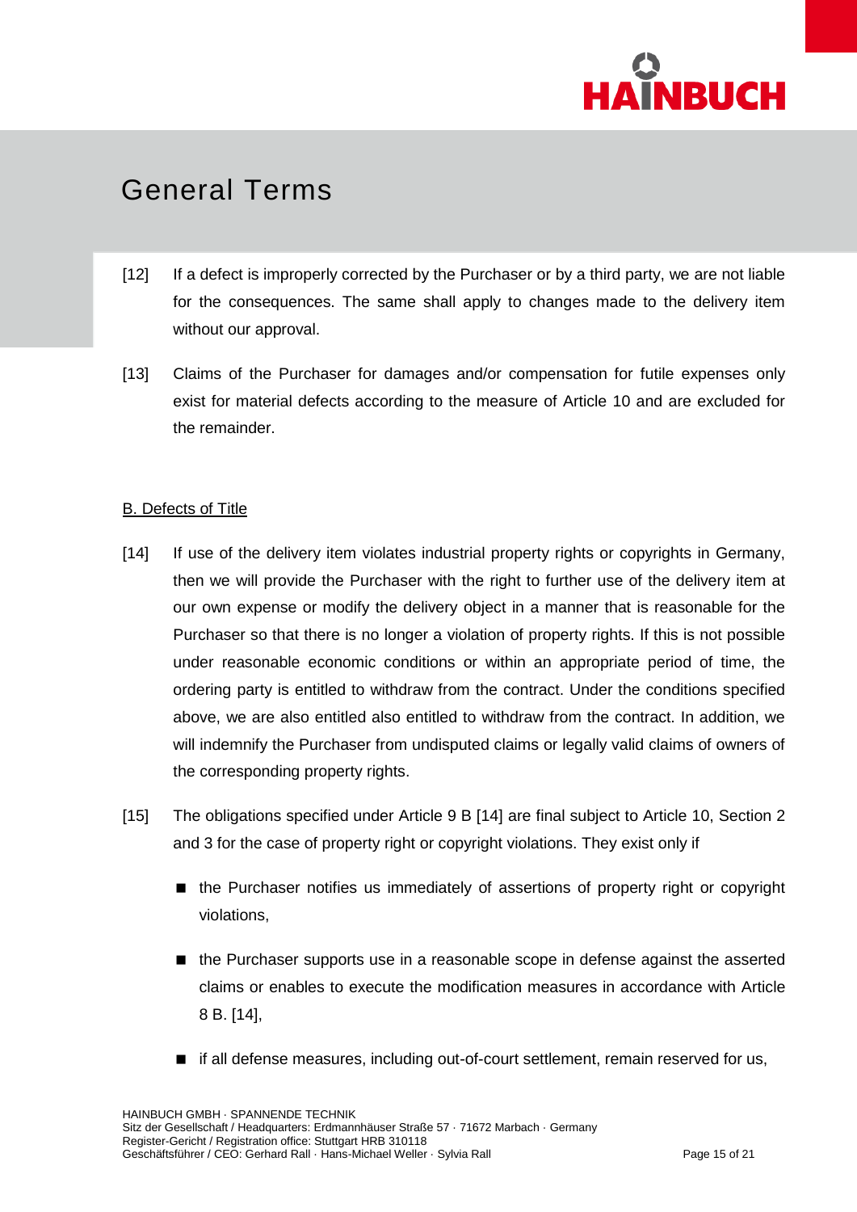# General Terms

[12] If a defect is improperly corrected by the Purchaser or by a third party, we are not liable for the consequences. The same shall apply to changes made to the delivery item without our approval.

[13] Claims of the Purchaser for damages and/or compensation for futile expenses only exist for material defects according to the measure of Article 10 and are excluded for the remainder.

B. Defects of Title

[14] If use of the delivery item violates industrial property rights or copyrights in Germany, then we will provide the Purchaser with the right to further use of the delivery item at our own expense or modify the delivery object in a manner that is reasonable for the Purchaser so that there is no longer a violation of property rights. If this is not possible under reasonable economic conditions or within an appropriate period of time, the ordering party is entitled to withdraw from the contract. Under the conditions specified above, we are also entitled also entitled to withdraw from the contract. In addition, we will indemnify the Purchaser from undisputed claims or legally valid claims of owners of the corresponding property rights.

[15] The obligations specified under Article 9 B [14] are final subject to Article 10, Section 2 and 3 for the case of property right or copyright violations. They exist only if

- the Purchaser notifies us immediately of assertions of property right or copyright violations,
- the Purchaser supports use in a reasonable scope in defense against the asserted claims or enables to execute the modification measures in accordance with Article 8 B. [14],
- if all defense measures, including out-of-court settlement, remain reserved for us,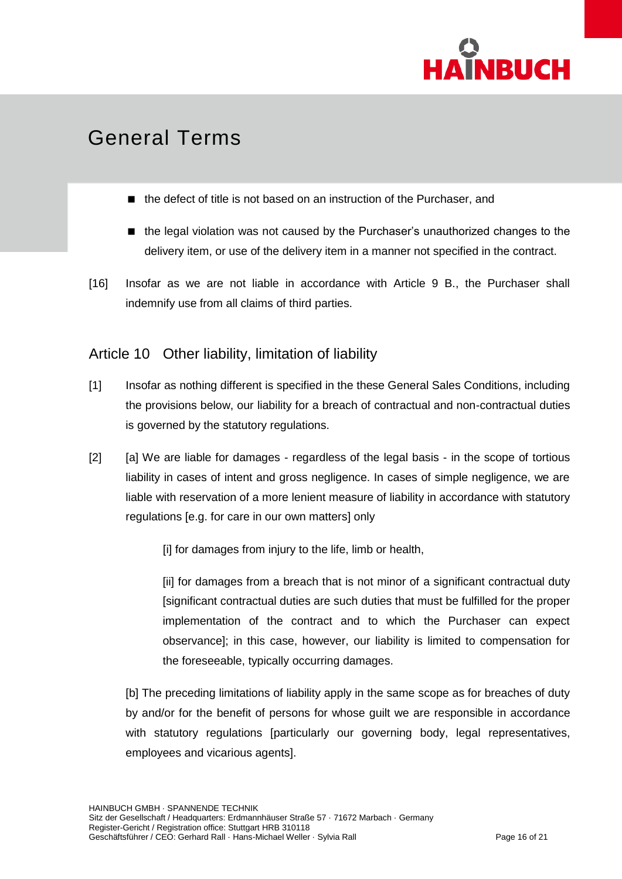- the defect of title is not based on an instruction of the Purchaser, and
- the legal violation was not caused by the Purchaser's unauthorized changes to the delivery item, or use of the delivery item in a manner not specified in the contract.

[16] Insofar as we are not liable in accordance with Article 9 B., the Purchaser shall indemnify use from all claims of third parties.

## Article 10 Other liability, limitation of liability

[1] Insofar as nothing different is specified in the these General Sales Conditions, including the provisions below, our liability for a breach of contractual and non-contractual duties is governed by the statutory regulations.

[2] [a] We are liable for damages - regardless of the legal basis - in the scope of tortious liability in cases of intent and gross negligence. In cases of simple negligence, we are liable with reservation of a more lenient measure of liability in accordance with statutory regulations [e.g. for care in our own matters] only

[i] for damages from injury to the life, limb or health,

[ii] for damages from a breach that is not minor of a significant contractual duty [significant contractual duties are such duties that must be fulfilled for the proper implementation of the contract and to which the Purchaser can expect observance]; in this case, however, our liability is limited to compensation for the foreseeable, typically occurring damages.

[b] The preceding limitations of liability apply in the same scope as for breaches of duty by and/or for the benefit of persons for whose guilt we are responsible in accordance with statutory regulations [particularly our governing body, legal representatives, employees and vicarious agents].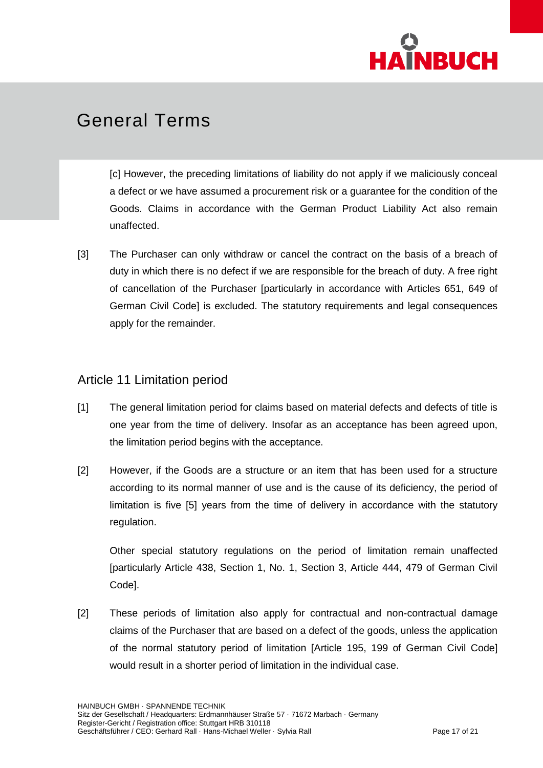[c] However, the preceding limitations of liability do not apply if we maliciously conceal a defect or we have assumed a procurement risk or a guarantee for the condition of the Goods. Claims in accordance with the German Product Liability Act also remain unaffected.

[3] The Purchaser can only withdraw or cancel the contract on the basis of a breach of duty in which there is no defect if we are responsible for the breach of duty. A free right of cancellation of the Purchaser [particularly in accordance with Articles 651, 649 of German Civil Code] is excluded. The statutory requirements and legal consequences apply for the remainder.

## Article 11 Limitation period

[1] The general limitation period for claims based on material defects and defects of title is one year from the time of delivery. Insofar as an acceptance has been agreed upon, the limitation period begins with the acceptance.

[2] However, if the Goods are a structure or an item that has been used for a structure according to its normal manner of use and is the cause of its deficiency, the period of limitation is five [5] years from the time of delivery in accordance with the statutory regulation.

Other special statutory regulations on the period of limitation remain unaffected [particularly Article 438, Section 1, No. 1, Section 3, Article 444, 479 of German Civil Code].

[2] These periods of limitation also apply for contractual and non-contractual damage claims of the Purchaser that are based on a defect of the goods, unless the application of the normal statutory period of limitation [Article 195, 199 of German Civil Code] would result in a shorter period of limitation in the individual case.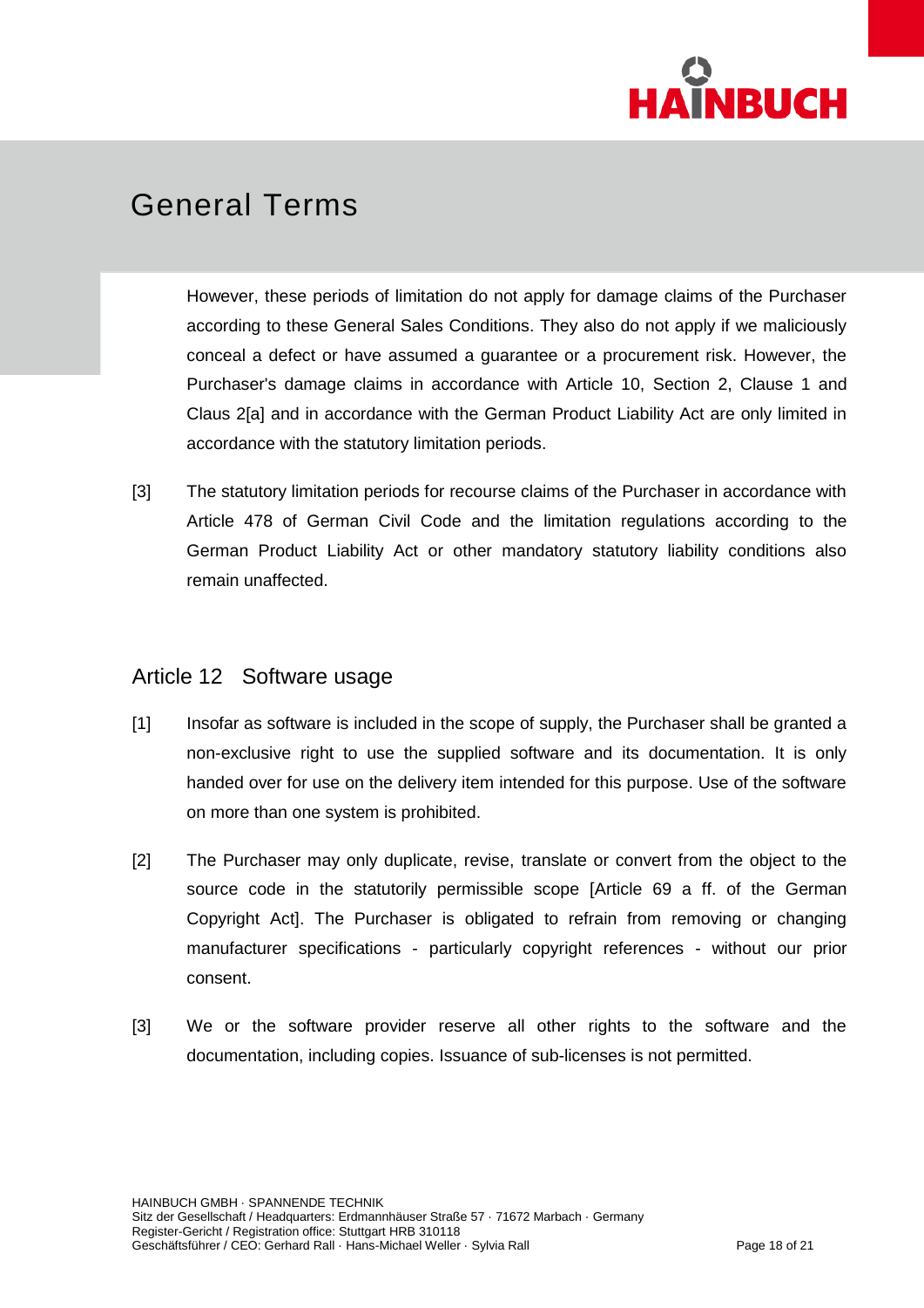However, these periods of limitation do not apply for damage claims of the Purchaser according to these General Sales Conditions. They also do not apply if we maliciously conceal a defect or have assumed a guarantee or a procurement risk. However, the Purchaser's damage claims in accordance with Article 10, Section 2, Clause 1 and Claus 2[a] and in accordance with the German Product Liability Act are only limited in accordance with the statutory limitation periods.

[3] The statutory limitation periods for recourse claims of the Purchaser in accordance with Article 478 of German Civil Code and the limitation regulations according to the German Product Liability Act or other mandatory statutory liability conditions also remain unaffected.

## Article 12 Software usage

[1] Insofar as software is included in the scope of supply, the Purchaser shall be granted a non-exclusive right to use the supplied software and its documentation. It is only handed over for use on the delivery item intended for this purpose. Use of the software on more than one system is prohibited.

[2] The Purchaser may only duplicate, revise, translate or convert from the object to the source code in the statutorily permissible scope [Article 69 a ff. of the German Copyright Act]. The Purchaser is obligated to refrain from removing or changing manufacturer specifications - particularly copyright references - without our prior consent.

[3] We or the software provider reserve all other rights to the software and the documentation, including copies. Issuance of sub-licenses is not permitted.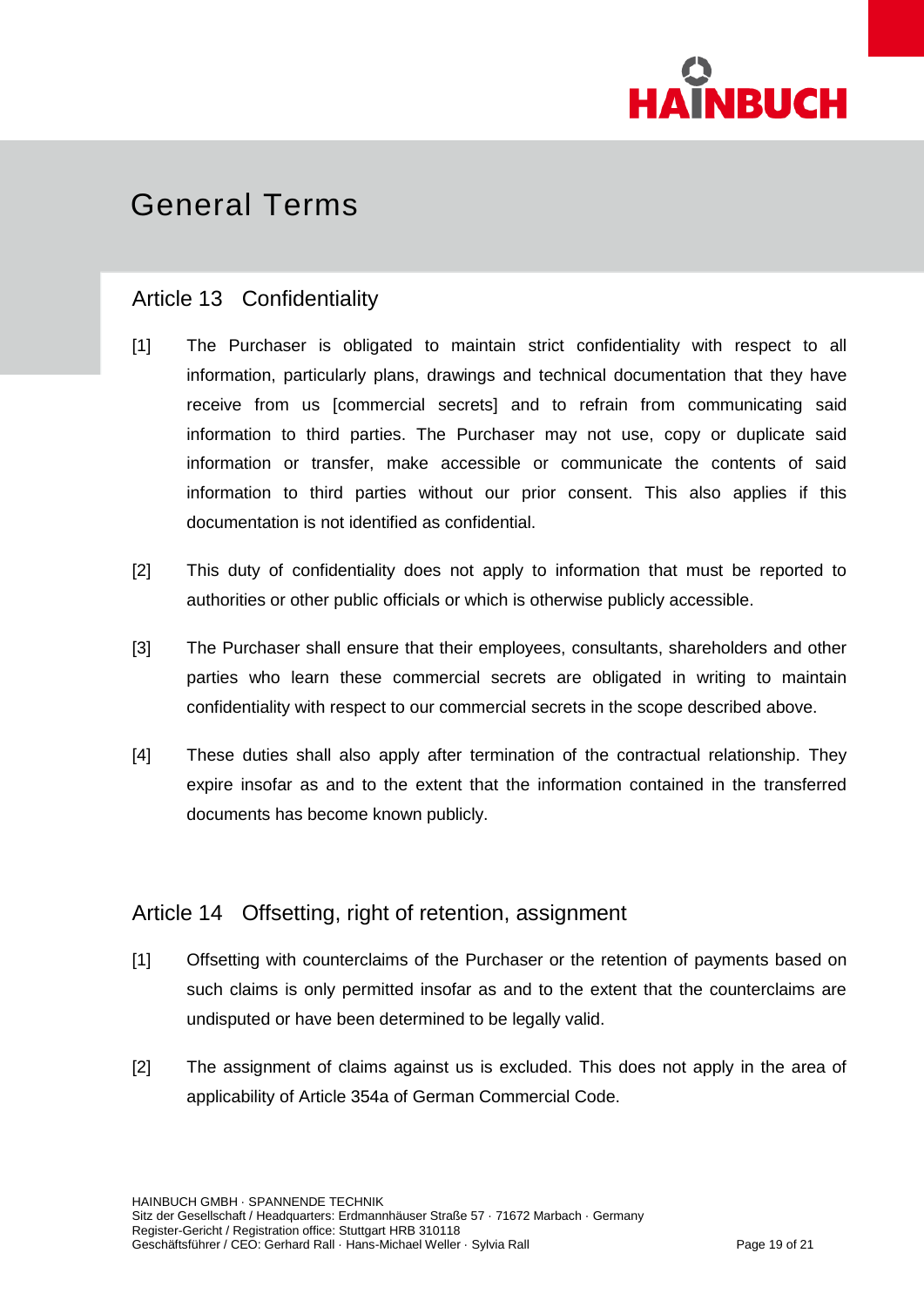# General Terms

## Article 13 Confidentiality

[1] The Purchaser is obligated to maintain strict confidentiality with respect to all information, particularly plans, drawings and technical documentation that they have receive from us [commercial secrets] and to refrain from communicating said information to third parties. The Purchaser may not use, copy or duplicate said information or transfer, make accessible or communicate the contents of said information to third parties without our prior consent. This also applies if this documentation is not identified as confidential.

[2] This duty of confidentiality does not apply to information that must be reported to authorities or other public officials or which is otherwise publicly accessible.

[3] The Purchaser shall ensure that their employees, consultants, shareholders and other parties who learn these commercial secrets are obligated in writing to maintain confidentiality with respect to our commercial secrets in the scope described above.

[4] These duties shall also apply after termination of the contractual relationship. They expire insofar as and to the extent that the information contained in the transferred documents has become known publicly.

## Article 14 Offsetting, right of retention, assignment

[1] Offsetting with counterclaims of the Purchaser or the retention of payments based on such claims is only permitted insofar as and to the extent that the counterclaims are undisputed or have been determined to be legally valid.

[2] The assignment of claims against us is excluded. This does not apply in the area of applicability of Article 354a of German Commercial Code.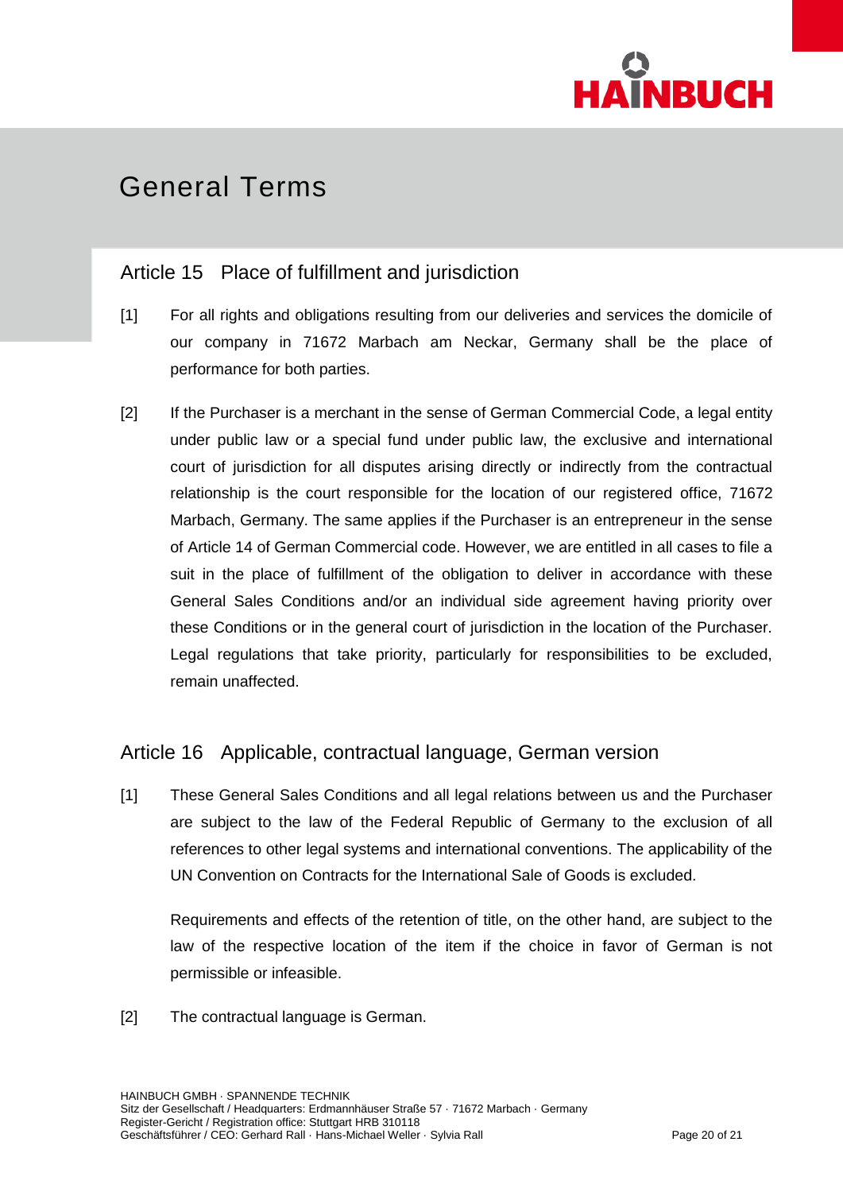# General Terms

## Article 15 Place of fulfillment and jurisdiction

[1] For all rights and obligations resulting from our deliveries and services the domicile of our company in 71672 Marbach am Neckar, Germany shall be the place of performance for both parties.

[2] If the Purchaser is a merchant in the sense of German Commercial Code, a legal entity under public law or a special fund under public law, the exclusive and international court of jurisdiction for all disputes arising directly or indirectly from the contractual relationship is the court responsible for the location of our registered office, 71672 Marbach, Germany. The same applies if the Purchaser is an entrepreneur in the sense of Article 14 of German Commercial code. However, we are entitled in all cases to file a suit in the place of fulfillment of the obligation to deliver in accordance with these General Sales Conditions and/or an individual side agreement having priority over these Conditions or in the general court of jurisdiction in the location of the Purchaser. Legal regulations that take priority, particularly for responsibilities to be excluded, remain unaffected.

## Article 16 Applicable, contractual language, German version

[1] These General Sales Conditions and all legal relations between us and the Purchaser are subject to the law of the Federal Republic of Germany to the exclusion of all references to other legal systems and international conventions. The applicability of the UN Convention on Contracts for the International Sale of Goods is excluded.

Requirements and effects of the retention of title, on the other hand, are subject to the law of the respective location of the item if the choice in favor of German is not permissible or infeasible.

[2] The contractual language is German.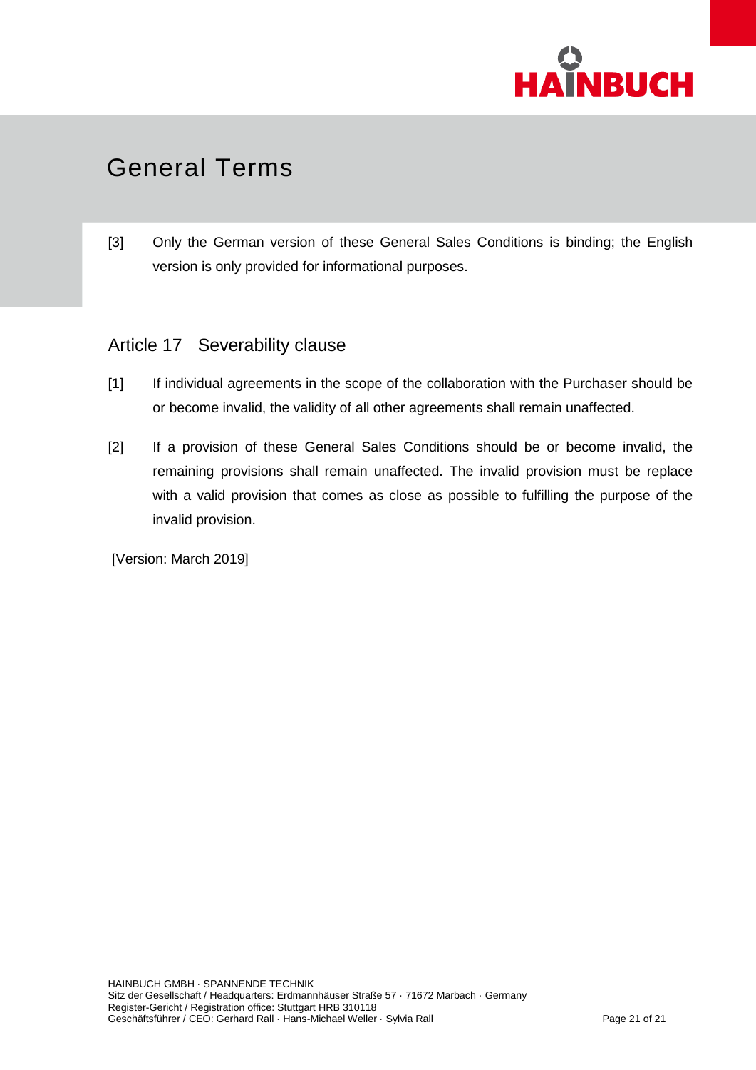[3] Only the German version of these General Sales Conditions is binding; the English version is only provided for informational purposes.

## Article 17 Severability clause

[1] If individual agreements in the scope of the collaboration with the Purchaser should be or become invalid, the validity of all other agreements shall remain unaffected.

[2] If a provision of these General Sales Conditions should be or become invalid, the remaining provisions shall remain unaffected. The invalid provision must be replace with a valid provision that comes as close as possible to fulfilling the purpose of the invalid provision.

[Version: March 2019]

HAINBUCH GMBH · SPANNENDE TECHNIK
Sitz der Gesellschaft / Headquarters: Erdmannhäuser Straße 57 · 71672 Marbach · Germany
Register-Gericht / Registration office: Stuttgart HRB 310118
Geschäftsführer / CEO: Gerhard Rall · Hans-Michael Weller · Sylvia Rall